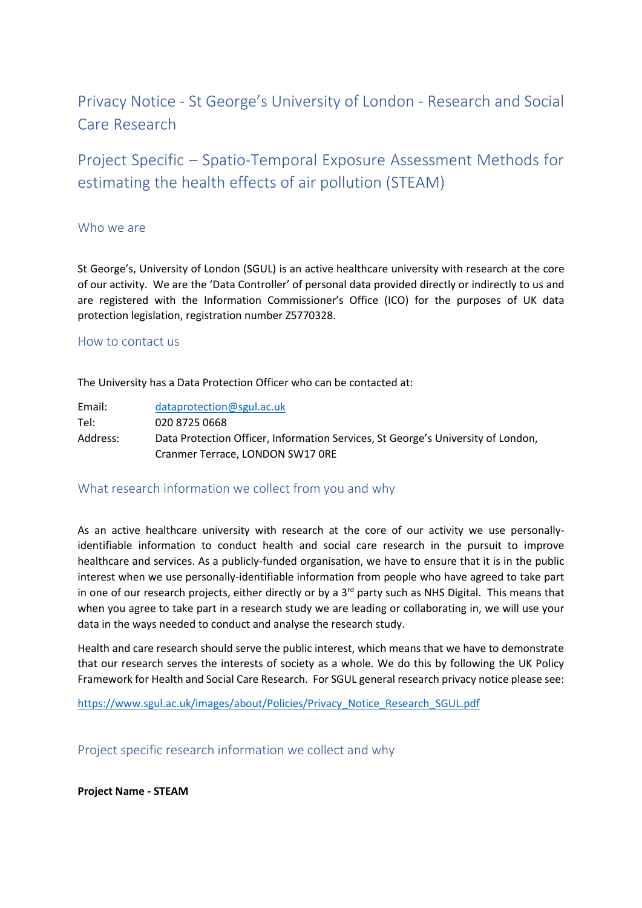# Privacy Notice - St George's University of London - Research and Social Care Research

# Project Specific – Spatio-Temporal Exposure Assessment Methods for estimating the health effects of air pollution (STEAM)

## Who we are

St George's, University of London (SGUL) is an active healthcare university with research at the core of our activity. We are the 'Data Controller' of personal data provided directly or indirectly to us and are registered with the Information Commissioner's Office (ICO) for the purposes of UK data protection legislation, registration number Z5770328.

## How to contact us

The University has a Data Protection Officer who can be contacted at:

| | |
|---|---|
| Email: | dataprotection@sgul.ac.uk |
| Tel: | 020 8725 0668 |
| Address: | Data Protection Officer, Information Services, St George's University of London, Cranmer Terrace, LONDON SW17 0RE |

## What research information we collect from you and why

As an active healthcare university with research at the core of our activity we use personally-identifiable information to conduct health and social care research in the pursuit to improve healthcare and services. As a publicly-funded organisation, we have to ensure that it is in the public interest when we use personally-identifiable information from people who have agreed to take part in one of our research projects, either directly or by a 3rd party such as NHS Digital. This means that when you agree to take part in a research study we are leading or collaborating in, we will use your data in the ways needed to conduct and analyse the research study.

Health and care research should serve the public interest, which means that we have to demonstrate that our research serves the interests of society as a whole. We do this by following the UK Policy Framework for Health and Social Care Research. For SGUL general research privacy notice please see:

https://www.sgul.ac.uk/images/about/Policies/Privacy_Notice_Research_SGUL.pdf

## Project specific research information we collect and why

**Project Name - STEAM**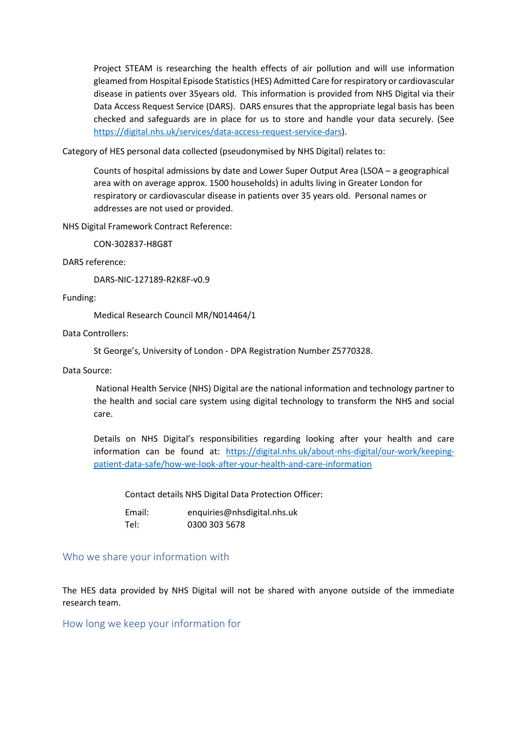Project STEAM is researching the health effects of air pollution and will use information gleamed from Hospital Episode Statistics (HES) Admitted Care for respiratory or cardiovascular disease in patients over 35years old. This information is provided from NHS Digital via their Data Access Request Service (DARS). DARS ensures that the appropriate legal basis has been checked and safeguards are in place for us to store and handle your data securely. (See https://digital.nhs.uk/services/data-access-request-service-dars).

Category of HES personal data collected (pseudonymised by NHS Digital) relates to:

Counts of hospital admissions by date and Lower Super Output Area (LSOA – a geographical area with on average approx. 1500 households) in adults living in Greater London for respiratory or cardiovascular disease in patients over 35 years old. Personal names or addresses are not used or provided.

NHS Digital Framework Contract Reference:

CON-302837-H8G8T

DARS reference:

DARS-NIC-127189-R2K8F-v0.9

Funding:

Medical Research Council MR/N014464/1

Data Controllers:

St George's, University of London - DPA Registration Number Z5770328.

Data Source:

National Health Service (NHS) Digital are the national information and technology partner to the health and social care system using digital technology to transform the NHS and social care.

Details on NHS Digital's responsibilities regarding looking after your health and care information can be found at: https://digital.nhs.uk/about-nhs-digital/our-work/keeping-patient-data-safe/how-we-look-after-your-health-and-care-information

Contact details NHS Digital Data Protection Officer:

Email: enquiries@nhsdigital.nhs.uk
Tel: 0300 303 5678

## Who we share your information with

The HES data provided by NHS Digital will not be shared with anyone outside of the immediate research team.

## How long we keep your information for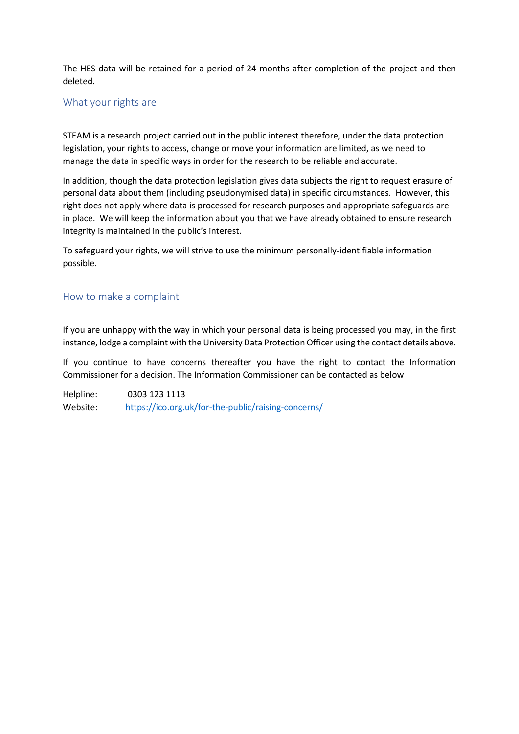The HES data will be retained for a period of 24 months after completion of the project and then deleted.

## What your rights are

STEAM is a research project carried out in the public interest therefore, under the data protection legislation, your rights to access, change or move your information are limited, as we need to manage the data in specific ways in order for the research to be reliable and accurate.

In addition, though the data protection legislation gives data subjects the right to request erasure of personal data about them (including pseudonymised data) in specific circumstances. However, this right does not apply where data is processed for research purposes and appropriate safeguards are in place. We will keep the information about you that we have already obtained to ensure research integrity is maintained in the public's interest.

To safeguard your rights, we will strive to use the minimum personally-identifiable information possible.

## How to make a complaint

If you are unhappy with the way in which your personal data is being processed you may, in the first instance, lodge a complaint with the University Data Protection Officer using the contact details above.

If you continue to have concerns thereafter you have the right to contact the Information Commissioner for a decision. The Information Commissioner can be contacted as below

Helpline: 0303 123 1113
Website: https://ico.org.uk/for-the-public/raising-concerns/